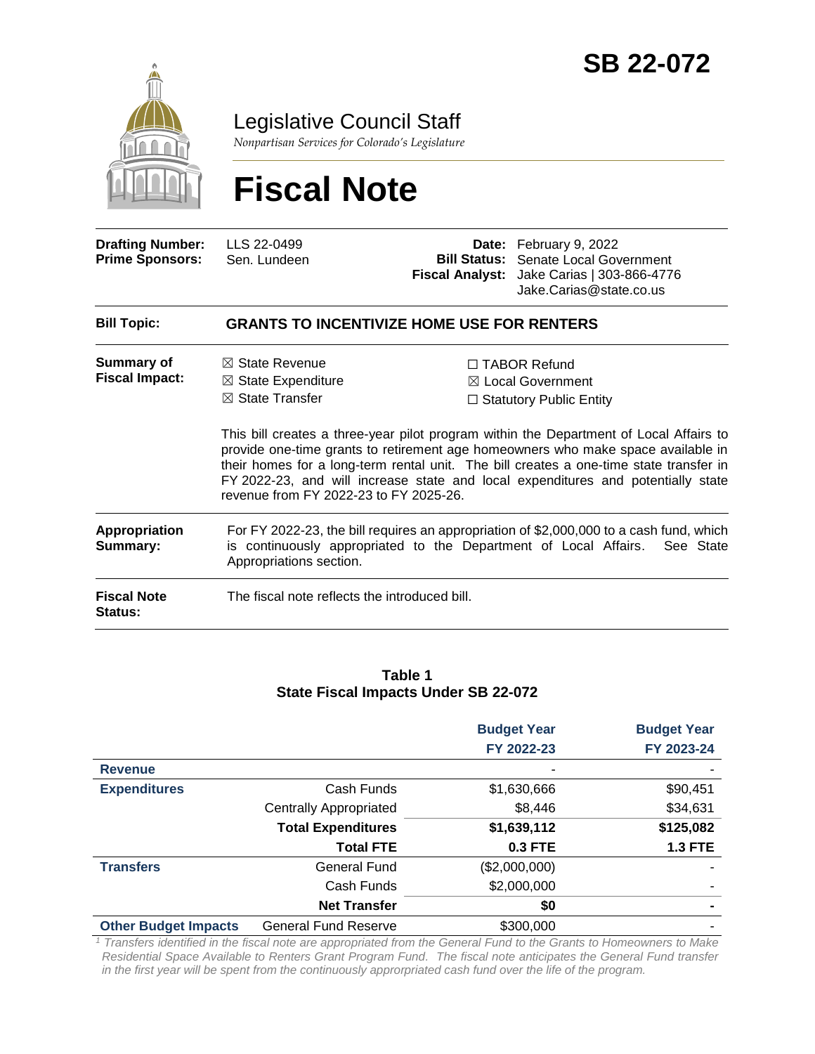# SB 22-072

## Legislative Council Staff

*Nonpartisan Services for Colorado's Legislature*

# Fiscal Note

| | | | |
|---|---|---|---|
| **Drafting Number:** | LLS 22-0499 | **Date:** | February 9, 2022 |
| **Prime Sponsors:** | Sen. Lundeen | **Bill Status:** | Senate Local Government |
| | | **Fiscal Analyst:** | Jake Carias \| 303-866-4776 Jake.Carias@state.co.us |

**Bill Topic:** **GRANTS TO INCENTIVIZE HOME USE FOR RENTERS**

**Summary of Fiscal Impact:**

- ☒ State Revenue
- ☒ State Expenditure
- ☒ State Transfer
- ☐ TABOR Refund
- ☒ Local Government
- ☐ Statutory Public Entity

This bill creates a three-year pilot program within the Department of Local Affairs to provide one-time grants to retirement age homeowners who make space available in their homes for a long-term rental unit. The bill creates a one-time state transfer in FY 2022-23, and will increase state and local expenditures and potentially state revenue from FY 2022-23 to FY 2025-26.

**Appropriation Summary:** For FY 2022-23, the bill requires an appropriation of $2,000,000 to a cash fund, which is continuously appropriated to the Department of Local Affairs. See State Appropriations section.

**Fiscal Note Status:** The fiscal note reflects the introduced bill.

**Table 1**
**State Fiscal Impacts Under SB 22-072**

| | | Budget Year FY 2022-23 | Budget Year FY 2023-24 |
|---|---|---|---|
| **Revenue** | | - | - |
| **Expenditures** | Cash Funds | $1,630,666 | $90,451 |
| | Centrally Appropriated | $8,446 | $34,631 |
| | **Total Expenditures** | **$1,639,112** | **$125,082** |
| | **Total FTE** | **0.3 FTE** | **1.3 FTE** |
| **Transfers** | General Fund | ($2,000,000) | - |
| | Cash Funds | $2,000,000 | - |
| | **Net Transfer** | **$0** | **-** |
| **Other Budget Impacts** | General Fund Reserve | $300,000 | - |

*[1] Transfers identified in the fiscal note are appropriated from the General Fund to the Grants to Homeowners to Make Residential Space Available to Renters Grant Program Fund. The fiscal note anticipates the General Fund transfer in the first year will be spent from the continuously approprpriated cash fund over the life of the program.*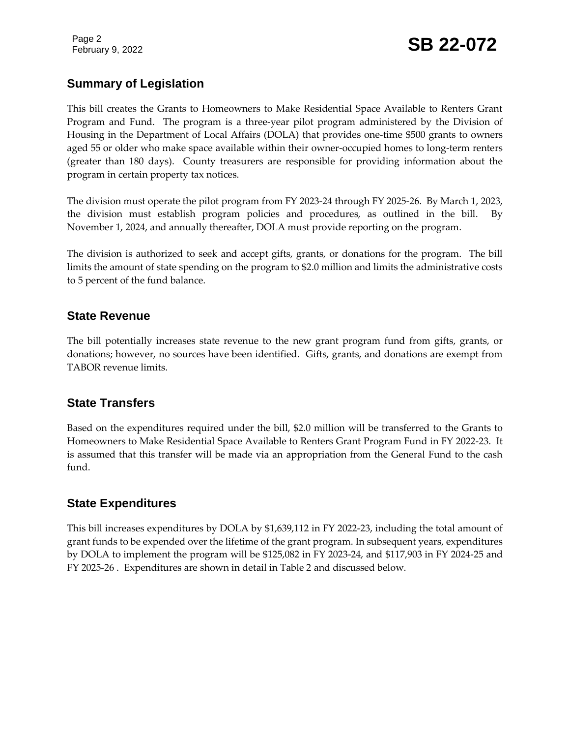## Summary of Legislation

This bill creates the Grants to Homeowners to Make Residential Space Available to Renters Grant Program and Fund. The program is a three-year pilot program administered by the Division of Housing in the Department of Local Affairs (DOLA) that provides one-time $500 grants to owners aged 55 or older who make space available within their owner-occupied homes to long-term renters (greater than 180 days). County treasurers are responsible for providing information about the program in certain property tax notices.

The division must operate the pilot program from FY 2023-24 through FY 2025-26. By March 1, 2023, the division must establish program policies and procedures, as outlined in the bill. By November 1, 2024, and annually thereafter, DOLA must provide reporting on the program.

The division is authorized to seek and accept gifts, grants, or donations for the program. The bill limits the amount of state spending on the program to $2.0 million and limits the administrative costs to 5 percent of the fund balance.

## State Revenue

The bill potentially increases state revenue to the new grant program fund from gifts, grants, or donations; however, no sources have been identified. Gifts, grants, and donations are exempt from TABOR revenue limits.

## State Transfers

Based on the expenditures required under the bill, $2.0 million will be transferred to the Grants to Homeowners to Make Residential Space Available to Renters Grant Program Fund in FY 2022-23. It is assumed that this transfer will be made via an appropriation from the General Fund to the cash fund.

## State Expenditures

This bill increases expenditures by DOLA by $1,639,112 in FY 2022-23, including the total amount of grant funds to be expended over the lifetime of the grant program. In subsequent years, expenditures by DOLA to implement the program will be $125,082 in FY 2023-24, and $117,903 in FY 2024-25 and FY 2025-26 . Expenditures are shown in detail in Table 2 and discussed below.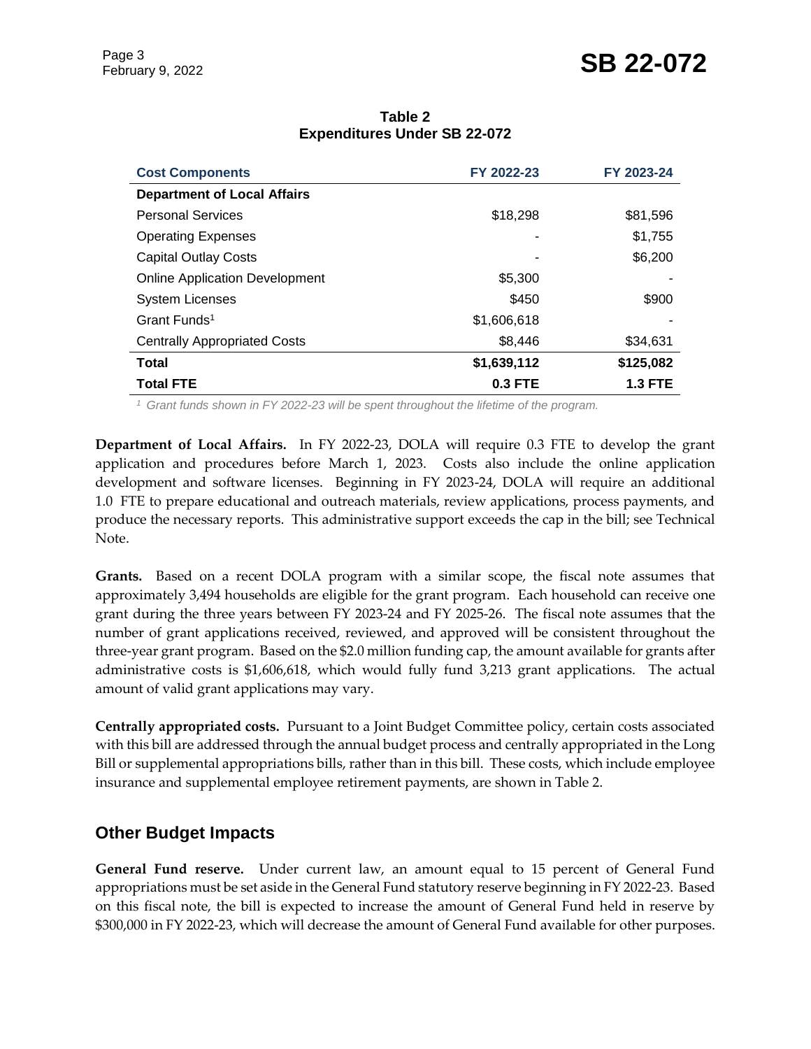**Table 2**
**Expenditures Under SB 22-072**

| Cost Components | FY 2022-23 | FY 2023-24 |
|---|---|---|
| **Department of Local Affairs** | | |
| Personal Services | $18,298 | $81,596 |
| Operating Expenses | - | $1,755 |
| Capital Outlay Costs | - | $6,200 |
| Online Application Development | $5,300 | - |
| System Licenses | $450 | $900 |
| Grant Funds[1] | $1,606,618 | - |
| Centrally Appropriated Costs | $8,446 | $34,631 |
| **Total** | **$1,639,112** | **$125,082** |
| **Total FTE** | **0.3 FTE** | **1.3 FTE** |

*[1] Grant funds shown in FY 2022-23 will be spent throughout the lifetime of the program.*

**Department of Local Affairs.** In FY 2022-23, DOLA will require 0.3 FTE to develop the grant application and procedures before March 1, 2023. Costs also include the online application development and software licenses. Beginning in FY 2023-24, DOLA will require an additional 1.0 FTE to prepare educational and outreach materials, review applications, process payments, and produce the necessary reports. This administrative support exceeds the cap in the bill; see Technical Note.

**Grants.** Based on a recent DOLA program with a similar scope, the fiscal note assumes that approximately 3,494 households are eligible for the grant program. Each household can receive one grant during the three years between FY 2023-24 and FY 2025-26. The fiscal note assumes that the number of grant applications received, reviewed, and approved will be consistent throughout the three-year grant program. Based on the $2.0 million funding cap, the amount available for grants after administrative costs is $1,606,618, which would fully fund 3,213 grant applications. The actual amount of valid grant applications may vary.

**Centrally appropriated costs.** Pursuant to a Joint Budget Committee policy, certain costs associated with this bill are addressed through the annual budget process and centrally appropriated in the Long Bill or supplemental appropriations bills, rather than in this bill. These costs, which include employee insurance and supplemental employee retirement payments, are shown in Table 2.

## Other Budget Impacts

**General Fund reserve.** Under current law, an amount equal to 15 percent of General Fund appropriations must be set aside in the General Fund statutory reserve beginning in FY 2022-23. Based on this fiscal note, the bill is expected to increase the amount of General Fund held in reserve by $300,000 in FY 2022-23, which will decrease the amount of General Fund available for other purposes.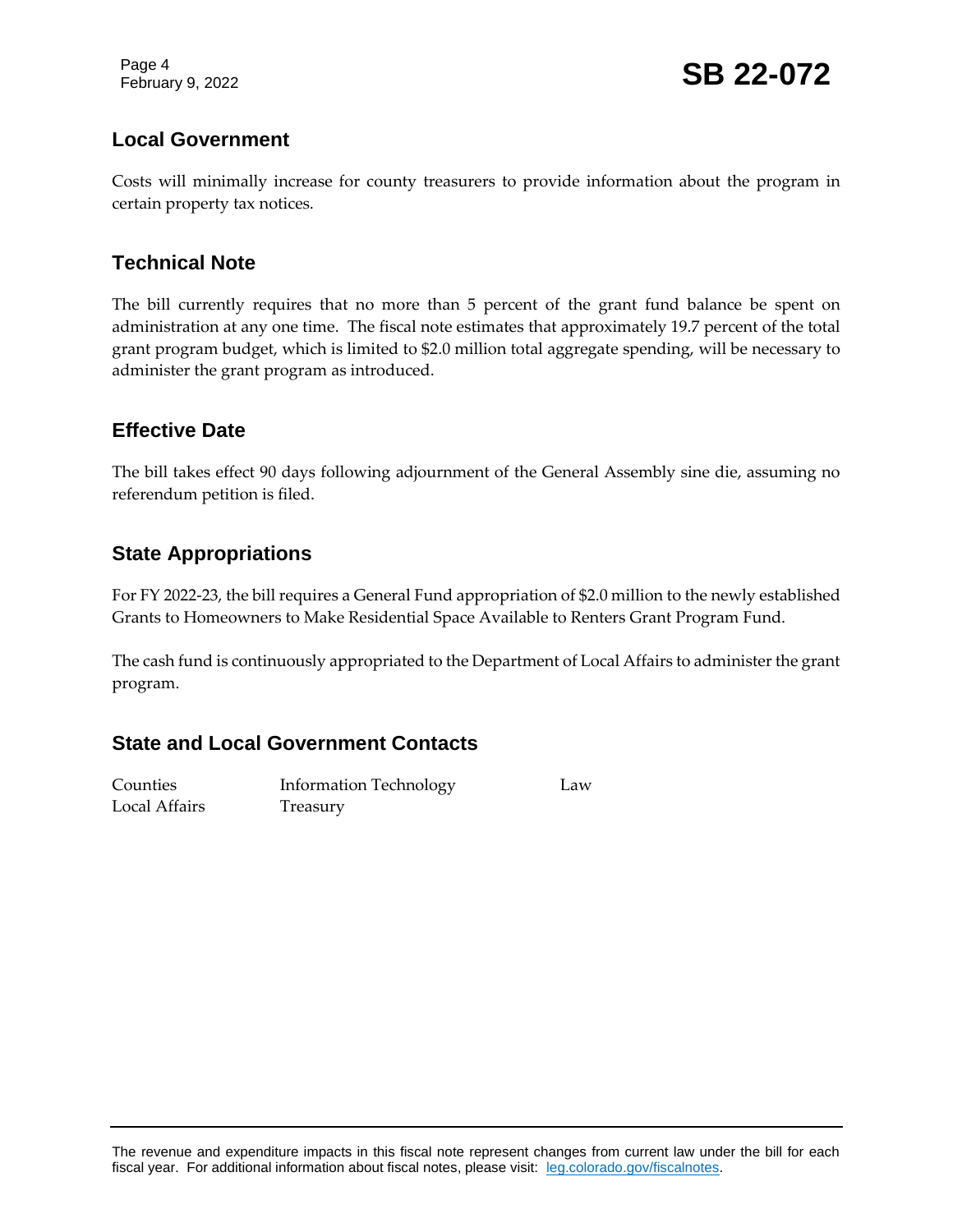## Local Government

Costs will minimally increase for county treasurers to provide information about the program in certain property tax notices.

## Technical Note

The bill currently requires that no more than 5 percent of the grant fund balance be spent on administration at any one time. The fiscal note estimates that approximately 19.7 percent of the total grant program budget, which is limited to $2.0 million total aggregate spending, will be necessary to administer the grant program as introduced.

## Effective Date

The bill takes effect 90 days following adjournment of the General Assembly sine die, assuming no referendum petition is filed.

## State Appropriations

For FY 2022-23, the bill requires a General Fund appropriation of $2.0 million to the newly established Grants to Homeowners to Make Residential Space Available to Renters Grant Program Fund.

The cash fund is continuously appropriated to the Department of Local Affairs to administer the grant program.

## State and Local Government Contacts

| | | |
|---|---|---|
| Counties | Information Technology | Law |
| Local Affairs | Treasury | |

The revenue and expenditure impacts in this fiscal note represent changes from current law under the bill for each fiscal year. For additional information about fiscal notes, please visit: leg.colorado.gov/fiscalnotes.